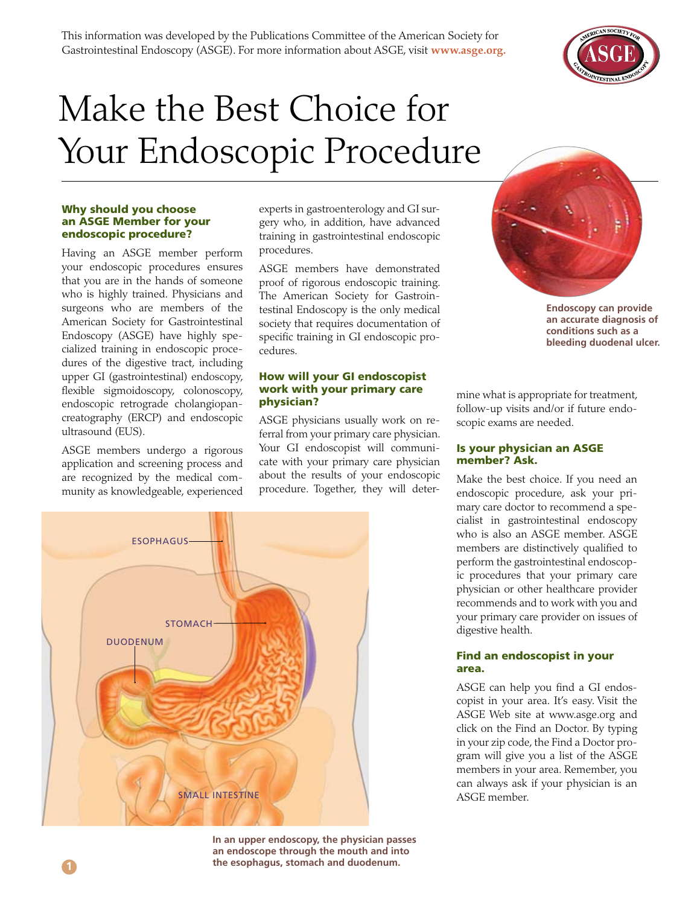This information was developed by the Publications Committee of the American Society for Gastrointestinal Endoscopy (ASGE). For more information about ASGE, visit **www.asge.org.**

# Make the Best Choice for Your Endoscopic Procedure

### Why should you choose an ASGE Member for your endoscopic procedure?

Having an ASGE member perform your endoscopic procedures ensures that you are in the hands of someone who is highly trained. Physicians and surgeons who are members of the American Society for Gastrointestinal Endoscopy (ASGE) have highly specialized training in endoscopic procedures of the digestive tract, including upper GI (gastrointestinal) endoscopy, flexible sigmoidoscopy, colonoscopy, endoscopic retrograde cholangiopancreatography (ERCP) and endoscopic ultrasound (EUS).

ASGE members undergo a rigorous application and screening process and are recognized by the medical community as knowledgeable, experienced experts in gastroenterology and GI surgery who, in addition, have advanced training in gastrointestinal endoscopic procedures.

ASGE members have demonstrated proof of rigorous endoscopic training. The American Society for Gastrointestinal Endoscopy is the only medical society that requires documentation of specific training in GI endoscopic procedures.

### How will your GI endoscopist work with your primary care physician?

ASGE physicians usually work on referral from your primary care physician. Your GI endoscopist will communicate with your primary care physician about the results of your endoscopic procedure. Together, they will determine what is appropriate for treatment, follow-up visits and/or if future endoscopic exams are needed.

**Endoscopy can provide an accurate diagnosis of conditions such as a bleeding duodenal ulcer.**

### Is your physician an ASGE member? Ask.

Make the best choice. If you need an endoscopic procedure, ask your primary care doctor to recommend a specialist in gastrointestinal endoscopy who is also an ASGE member. ASGE members are distinctively qualified to perform the gastrointestinal endoscopic procedures that your primary care physician or other healthcare provider recommends and to work with you and your primary care provider on issues of digestive health.

### Find an endoscopist in your area.

ASGE can help you find a GI endoscopist in your area. It's easy. Visit the ASGE Web site at www.asge.org and click on the Find an Doctor. By typing in your zip code, the Find a Doctor program will give you a list of the ASGE members in your area. Remember, you can always ask if your physician is an ASGE member.

ESOPHAGUS
STOMACH
DUODENUM
SMALL INTESTINE

**In an upper endoscopy, the physician passes an endoscope through the mouth and into the esophagus, stomach and duodenum.**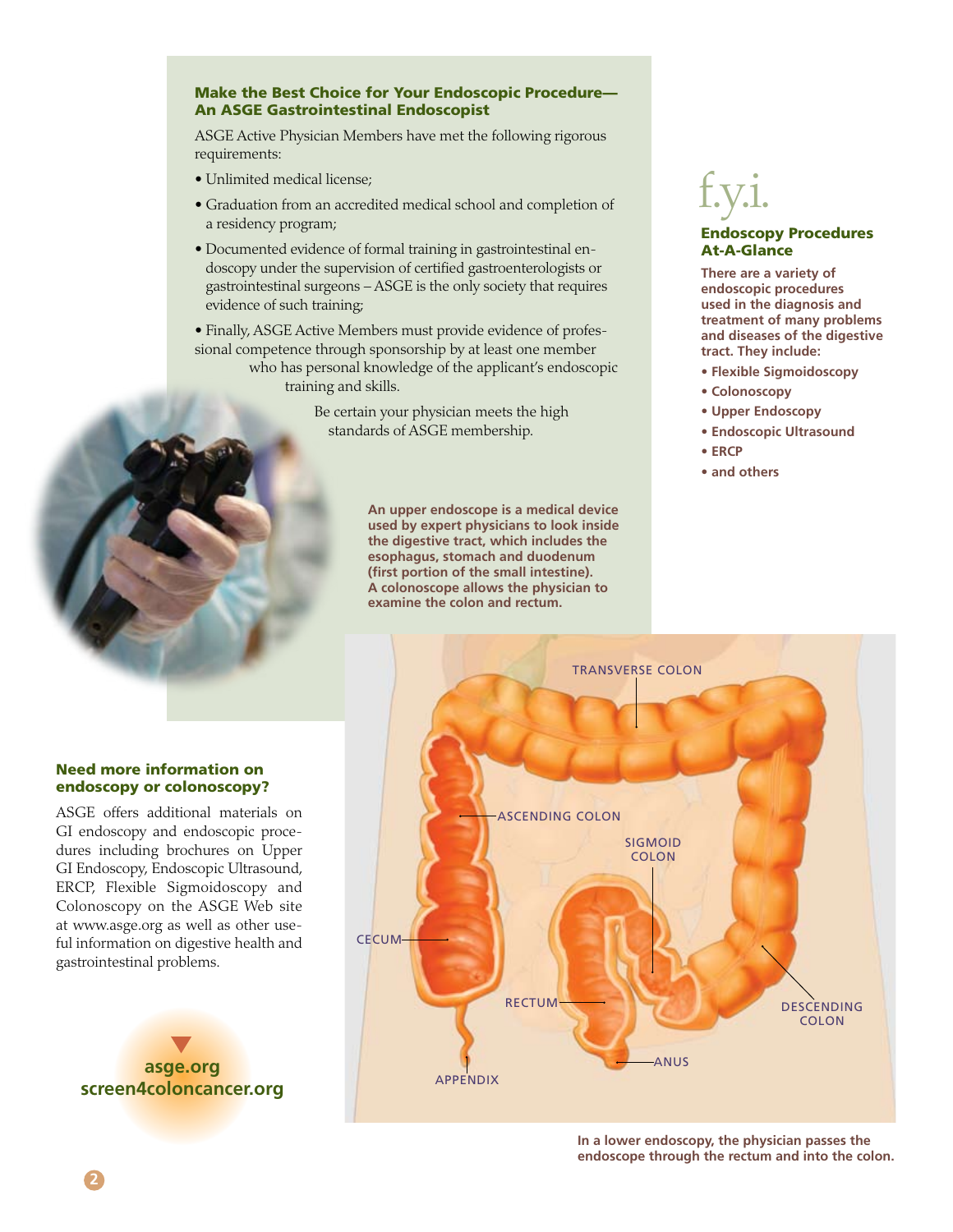## Make the Best Choice for Your Endoscopic Procedure— An ASGE Gastrointestinal Endoscopist

ASGE Active Physician Members have met the following rigorous requirements:

- Unlimited medical license;
- Graduation from an accredited medical school and completion of a residency program;
- Documented evidence of formal training in gastrointestinal endoscopy under the supervision of certified gastroenterologists or gastrointestinal surgeons – ASGE is the only society that requires evidence of such training;
- Finally, ASGE Active Members must provide evidence of professional competence through sponsorship by at least one member who has personal knowledge of the applicant's endoscopic training and skills.

Be certain your physician meets the high standards of ASGE membership.

**An upper endoscope is a medical device used by expert physicians to look inside the digestive tract, which includes the esophagus, stomach and duodenum (first portion of the small intestine). A colonoscope allows the physician to examine the colon and rectum.**

# f.y.i.

## Endoscopy Procedures At-A-Glance

**There are a variety of endoscopic procedures used in the diagnosis and treatment of many problems and diseases of the digestive tract. They include:**

- **Flexible Sigmoidoscopy**
- **Colonoscopy**
- **Upper Endoscopy**
- **Endoscopic Ultrasound**
- **ERCP**
- **and others**

## Need more information on endoscopy or colonoscopy?

ASGE offers additional materials on GI endoscopy and endoscopic procedures including brochures on Upper GI Endoscopy, Endoscopic Ultrasound, ERCP, Flexible Sigmoidoscopy and Colonoscopy on the ASGE Web site at www.asge.org as well as other useful information on digestive health and gastrointestinal problems.

**asge.org**
**screen4coloncancer.org**

TRANSVERSE COLON
ASCENDING COLON
SIGMOID COLON
CECUM
RECTUM
DESCENDING COLON
ANUS
APPENDIX

**In a lower endoscopy, the physician passes the endoscope through the rectum and into the colon.**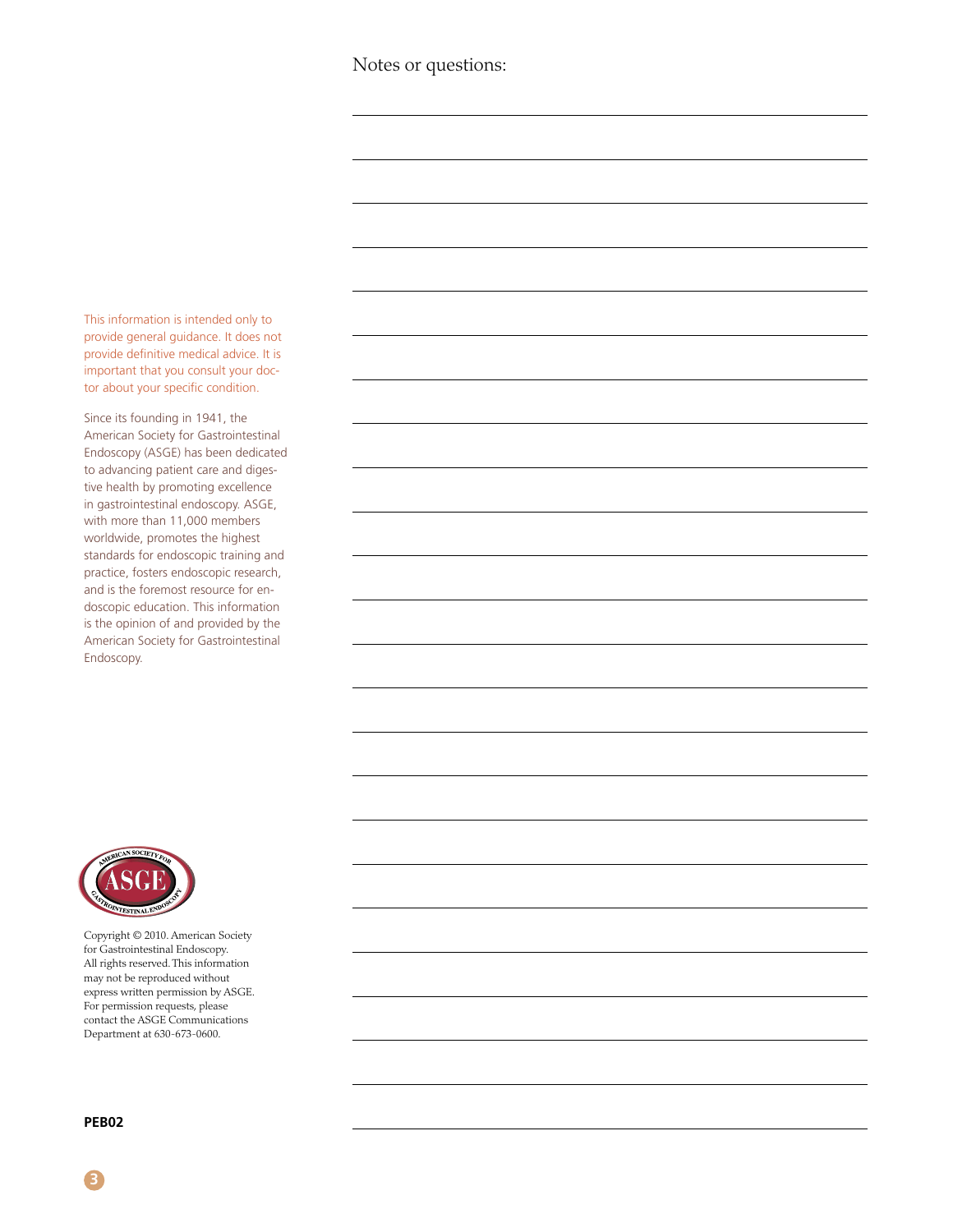Notes or questions:

This information is intended only to provide general guidance. It does not provide definitive medical advice. It is important that you consult your doctor about your specific condition.

Since its founding in 1941, the American Society for Gastrointestinal Endoscopy (ASGE) has been dedicated to advancing patient care and digestive health by promoting excellence in gastrointestinal endoscopy. ASGE, with more than 11,000 members worldwide, promotes the highest standards for endoscopic training and practice, fosters endoscopic research, and is the foremost resource for endoscopic education. This information is the opinion of and provided by the American Society for Gastrointestinal Endoscopy.

AMERICAN SOCIETY FOR ASGE GASTROINTESTINAL ENDOSCOPY

Copyright © 2010. American Society for Gastrointestinal Endoscopy. All rights reserved. This information may not be reproduced without express written permission by ASGE. For permission requests, please contact the ASGE Communications Department at 630-673-0600.

**PEB02**